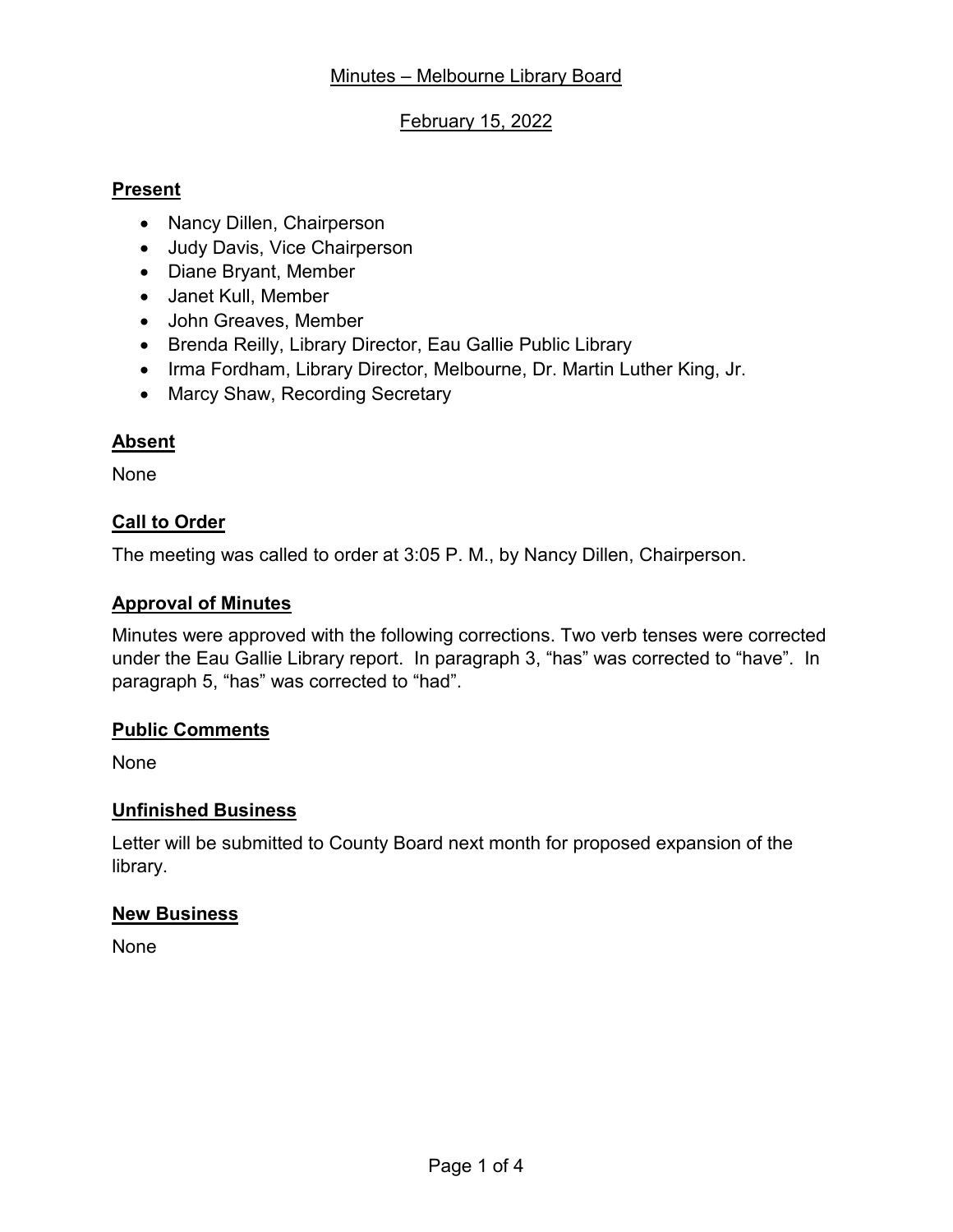# Minutes – Melbourne Library Board

## February 15, 2022

### Present

- Nancy Dillen, Chairperson
- Judy Davis, Vice Chairperson
- Diane Bryant, Member
- Janet Kull, Member
- John Greaves, Member
- Brenda Reilly, Library Director, Eau Gallie Public Library
- Irma Fordham, Library Director, Melbourne, Dr. Martin Luther King, Jr.
- Marcy Shaw, Recording Secretary

### Absent

None

### Call to Order

The meeting was called to order at 3:05 P. M., by Nancy Dillen, Chairperson.

### Approval of Minutes

Minutes were approved with the following corrections. Two verb tenses were corrected under the Eau Gallie Library report. In paragraph 3, "has" was corrected to "have". In paragraph 5, "has" was corrected to "had".

### Public Comments

None

### Unfinished Business

Letter will be submitted to County Board next month for proposed expansion of the library.

### New Business

None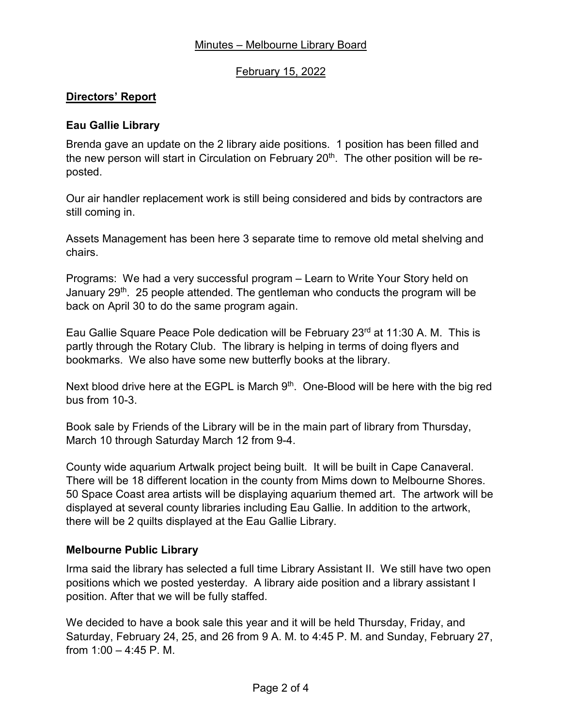Minutes – Melbourne Library Board

February 15, 2022

## Directors' Report

### Eau Gallie Library

Brenda gave an update on the 2 library aide positions. 1 position has been filled and the new person will start in Circulation on February 20th. The other position will be re-posted.

Our air handler replacement work is still being considered and bids by contractors are still coming in.

Assets Management has been here 3 separate time to remove old metal shelving and chairs.

Programs: We had a very successful program – Learn to Write Your Story held on January 29th. 25 people attended. The gentleman who conducts the program will be back on April 30 to do the same program again.

Eau Gallie Square Peace Pole dedication will be February 23rd at 11:30 A. M. This is partly through the Rotary Club. The library is helping in terms of doing flyers and bookmarks. We also have some new butterfly books at the library.

Next blood drive here at the EGPL is March 9th. One-Blood will be here with the big red bus from 10-3.

Book sale by Friends of the Library will be in the main part of library from Thursday, March 10 through Saturday March 12 from 9-4.

County wide aquarium Artwalk project being built. It will be built in Cape Canaveral. There will be 18 different location in the county from Mims down to Melbourne Shores. 50 Space Coast area artists will be displaying aquarium themed art. The artwork will be displayed at several county libraries including Eau Gallie. In addition to the artwork, there will be 2 quilts displayed at the Eau Gallie Library.

### Melbourne Public Library

Irma said the library has selected a full time Library Assistant II. We still have two open positions which we posted yesterday. A library aide position and a library assistant I position. After that we will be fully staffed.

We decided to have a book sale this year and it will be held Thursday, Friday, and Saturday, February 24, 25, and 26 from 9 A. M. to 4:45 P. M. and Sunday, February 27, from 1:00 – 4:45 P. M.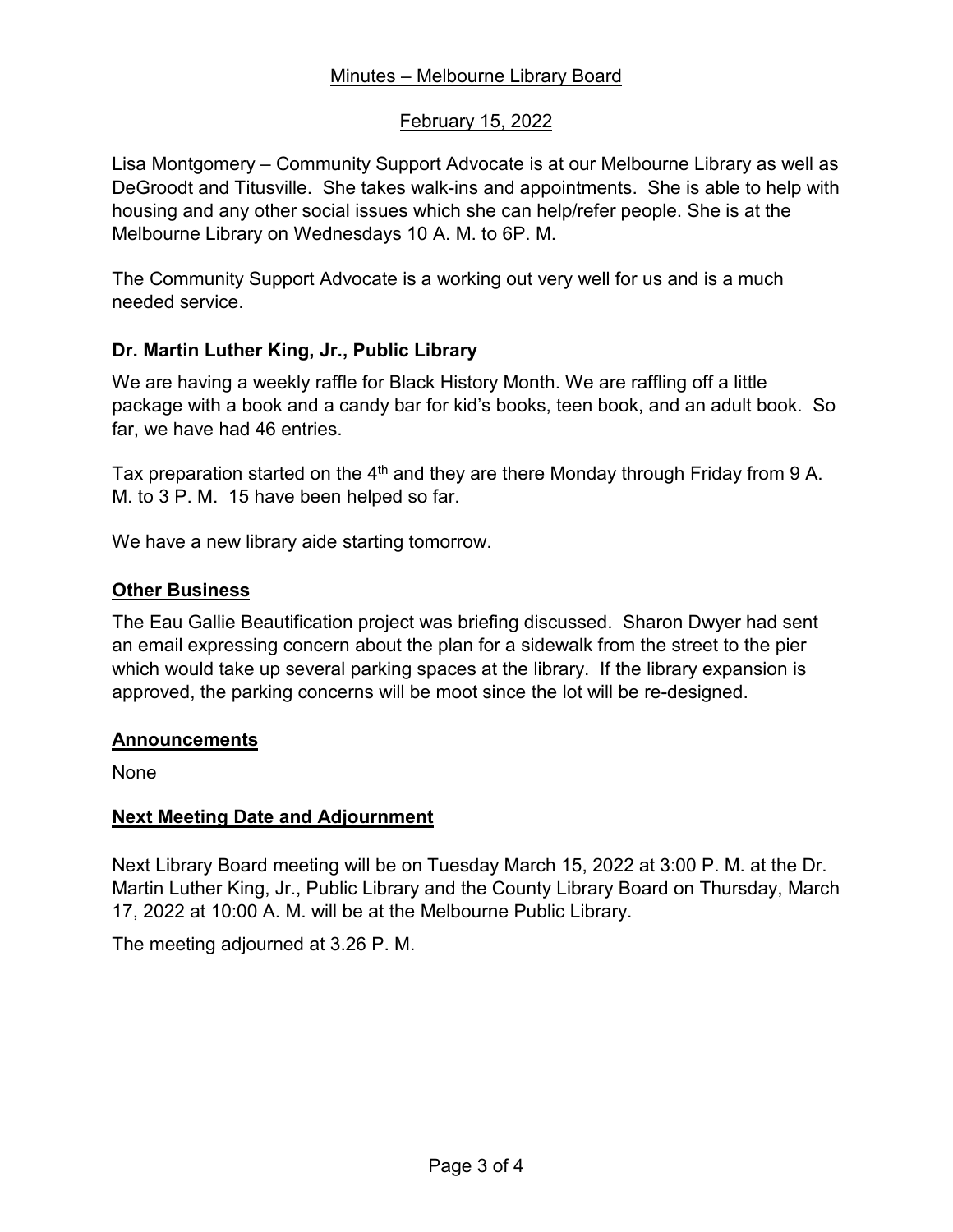Minutes – Melbourne Library Board

February 15, 2022

Lisa Montgomery – Community Support Advocate is at our Melbourne Library as well as DeGroodt and Titusville. She takes walk-ins and appointments. She is able to help with housing and any other social issues which she can help/refer people. She is at the Melbourne Library on Wednesdays 10 A. M. to 6P. M.

The Community Support Advocate is a working out very well for us and is a much needed service.

**Dr. Martin Luther King, Jr., Public Library**

We are having a weekly raffle for Black History Month. We are raffling off a little package with a book and a candy bar for kid's books, teen book, and an adult book. So far, we have had 46 entries.

Tax preparation started on the 4th and they are there Monday through Friday from 9 A. M. to 3 P. M. 15 have been helped so far.

We have a new library aide starting tomorrow.

## Other Business

The Eau Gallie Beautification project was briefing discussed. Sharon Dwyer had sent an email expressing concern about the plan for a sidewalk from the street to the pier which would take up several parking spaces at the library. If the library expansion is approved, the parking concerns will be moot since the lot will be re-designed.

## Announcements

None

## Next Meeting Date and Adjournment

Next Library Board meeting will be on Tuesday March 15, 2022 at 3:00 P. M. at the Dr. Martin Luther King, Jr., Public Library and the County Library Board on Thursday, March 17, 2022 at 10:00 A. M. will be at the Melbourne Public Library.

The meeting adjourned at 3.26 P. M.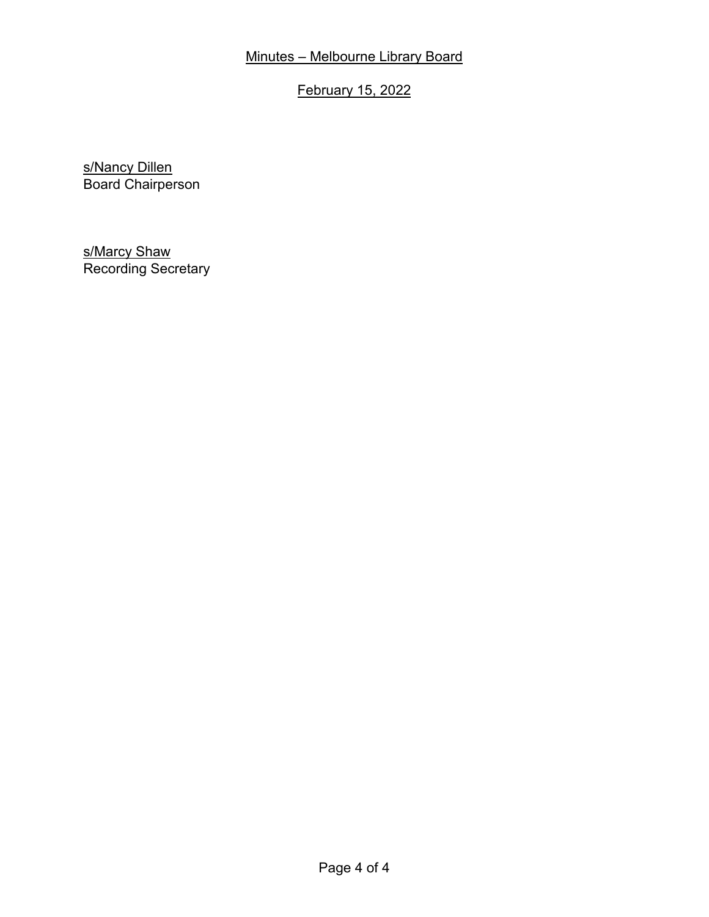s/Nancy Dillen
Board Chairperson

s/Marcy Shaw
Recording Secretary